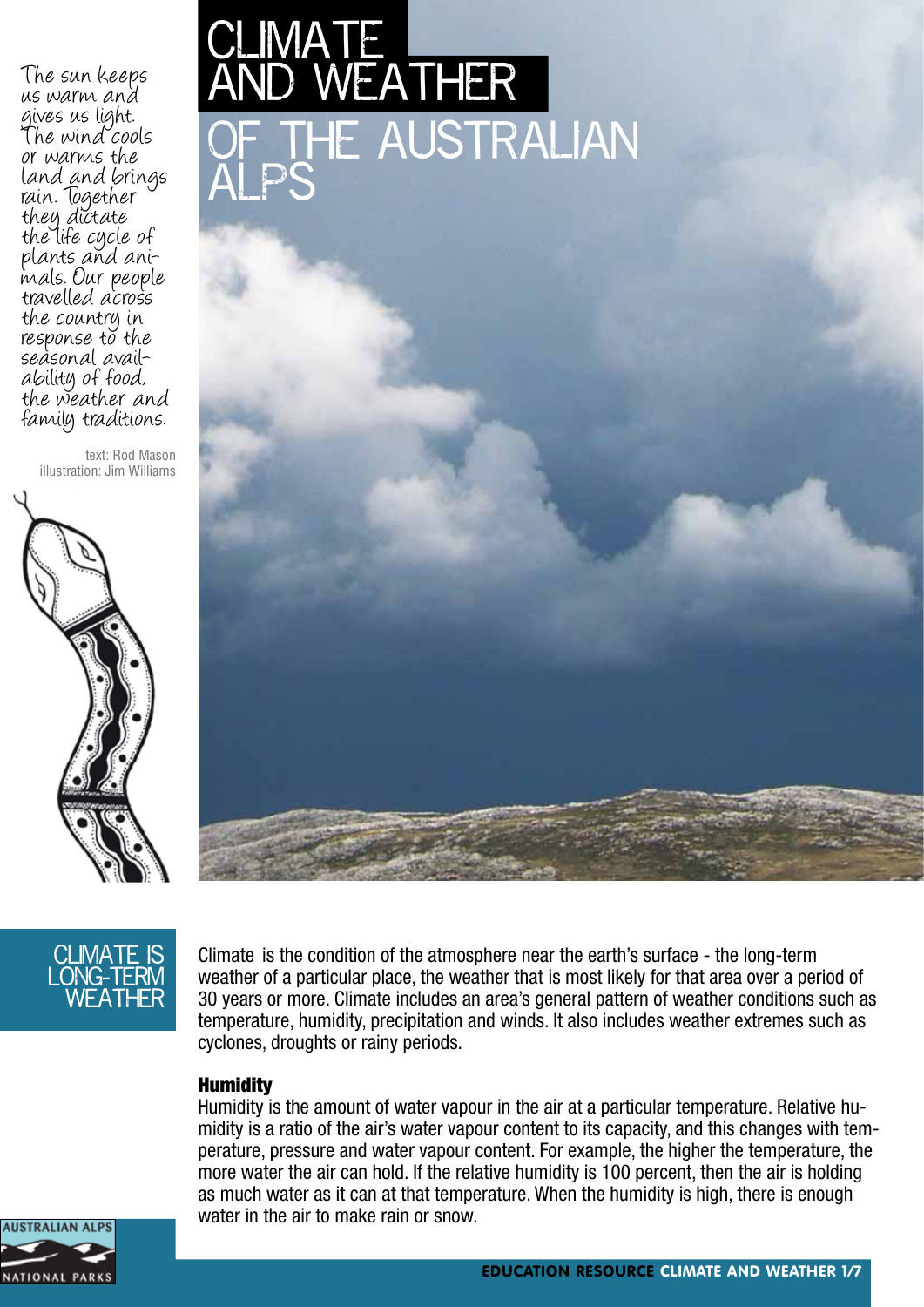# CLIMATE AND WEATHER OF THE AUSTRALIAN ALPS

*The sun keeps us warm and gives us light. The wind cools or warms the land and brings rain. Together they dictate the life cycle of plants and animals. Our people travelled across the country in response to the seasonal availability of food, the weather and family traditions.*

text: Rod Mason
illustration: Jim Williams

## CLIMATE IS LONG-TERM WEATHER

Climate is the condition of the atmosphere near the earth's surface - the long-term weather of a particular place, the weather that is most likely for that area over a period of 30 years or more. Climate includes an area's general pattern of weather conditions such as temperature, humidity, precipitation and winds. It also includes weather extremes such as cyclones, droughts or rainy periods.

### Humidity

Humidity is the amount of water vapour in the air at a particular temperature. Relative humidity is a ratio of the air's water vapour content to its capacity, and this changes with temperature, pressure and water vapour content. For example, the higher the temperature, the more water the air can hold. If the relative humidity is 100 percent, then the air is holding as much water as it can at that temperature. When the humidity is high, there is enough water in the air to make rain or snow.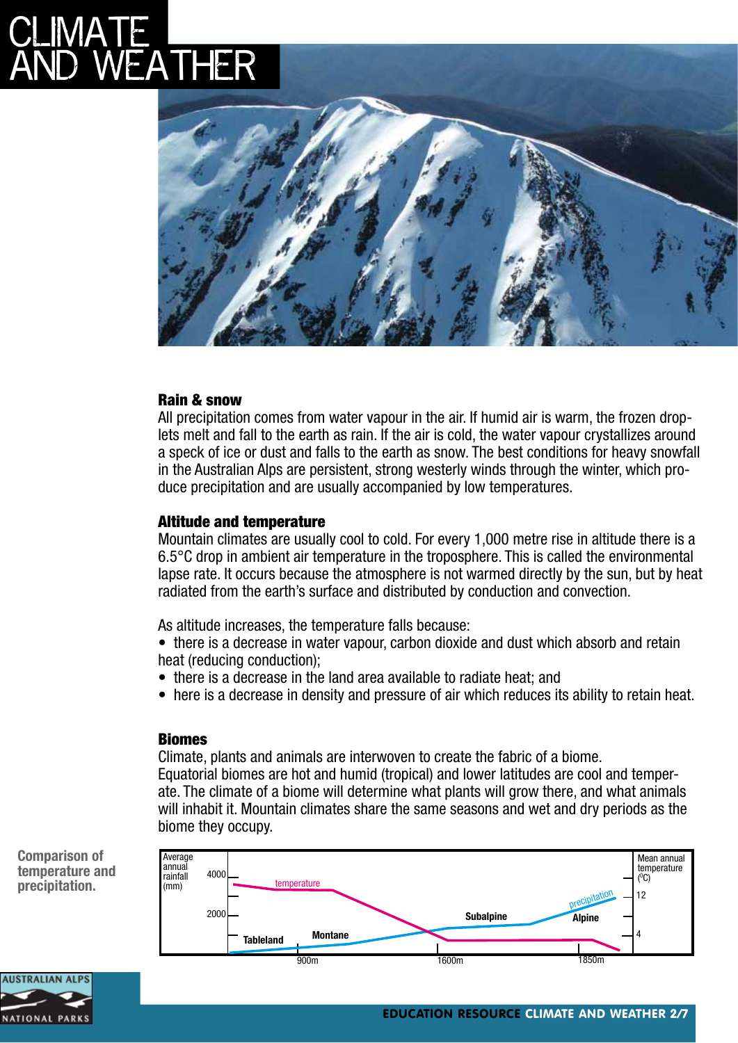# CLIMATE AND WEATHER

### Rain & snow

All precipitation comes from water vapour in the air. If humid air is warm, the frozen droplets melt and fall to the earth as rain. If the air is cold, the water vapour crystallizes around a speck of ice or dust and falls to the earth as snow. The best conditions for heavy snowfall in the Australian Alps are persistent, strong westerly winds through the winter, which produce precipitation and are usually accompanied by low temperatures.

### Altitude and temperature

Mountain climates are usually cool to cold. For every 1,000 metre rise in altitude there is a 6.5°C drop in ambient air temperature in the troposphere. This is called the environmental lapse rate. It occurs because the atmosphere is not warmed directly by the sun, but by heat radiated from the earth's surface and distributed by conduction and convection.

As altitude increases, the temperature falls because:

- there is a decrease in water vapour, carbon dioxide and dust which absorb and retain heat (reducing conduction);
- there is a decrease in the land area available to radiate heat; and
- here is a decrease in density and pressure of air which reduces its ability to retain heat.

### Biomes

Climate, plants and animals are interwoven to create the fabric of a biome. Equatorial biomes are hot and humid (tropical) and lower latitudes are cool and temperate. The climate of a biome will determine what plants will grow there, and what animals will inhabit it. Mountain climates share the same seasons and wet and dry periods as the biome they occupy.

**Comparison of temperature and precipitation.**

Average annual rainfall (mm): 4000, 2000

Mean annual temperature (°C): 12, 4

temperature — precipitation

Tableland — Montane — Subalpine — Alpine

900m — 1600m — 1850m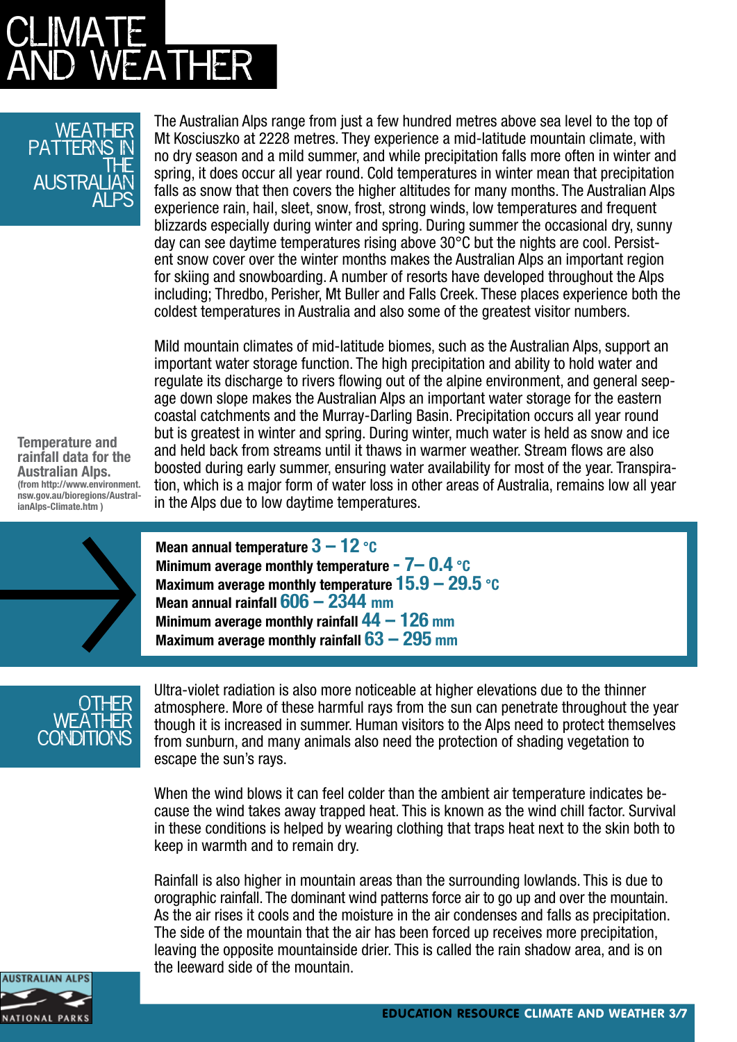# CLIMATE AND WEATHER

## WEATHER PATTERNS IN THE AUSTRALIAN ALPS

The Australian Alps range from just a few hundred metres above sea level to the top of Mt Kosciuszko at 2228 metres. They experience a mid-latitude mountain climate, with no dry season and a mild summer, and while precipitation falls more often in winter and spring, it does occur all year round. Cold temperatures in winter mean that precipitation falls as snow that then covers the higher altitudes for many months. The Australian Alps experience rain, hail, sleet, snow, frost, strong winds, low temperatures and frequent blizzards especially during winter and spring. During summer the occasional dry, sunny day can see daytime temperatures rising above 30°C but the nights are cool. Persistent snow cover over the winter months makes the Australian Alps an important region for skiing and snowboarding. A number of resorts have developed throughout the Alps including; Thredbo, Perisher, Mt Buller and Falls Creek. These places experience both the coldest temperatures in Australia and also some of the greatest visitor numbers.

Mild mountain climates of mid-latitude biomes, such as the Australian Alps, support an important water storage function. The high precipitation and ability to hold water and regulate its discharge to rivers flowing out of the alpine environment, and general seepage down slope makes the Australian Alps an important water storage for the eastern coastal catchments and the Murray-Darling Basin. Precipitation occurs all year round but is greatest in winter and spring. During winter, much water is held as snow and ice and held back from streams until it thaws in warmer weather. Stream flows are also boosted during early summer, ensuring water availability for most of the year. Transpiration, which is a major form of water loss in other areas of Australia, remains low all year in the Alps due to low daytime temperatures.

**Temperature and rainfall data for the Australian Alps.**
**(from http://www.environment.nsw.gov.au/bioregions/AustralianAlps-Climate.htm )**

**Mean annual temperature** 3 – 12 °C
**Minimum average monthly temperature** - 7– 0.4 °C
**Maximum average monthly temperature** 15.9 – 29.5 °C
**Mean annual rainfall** 606 – 2344 mm
**Minimum average monthly rainfall** 44 – 126 mm
**Maximum average monthly rainfall** 63 – 295 mm

## OTHER WEATHER CONDITIONS

Ultra-violet radiation is also more noticeable at higher elevations due to the thinner atmosphere. More of these harmful rays from the sun can penetrate throughout the year though it is increased in summer. Human visitors to the Alps need to protect themselves from sunburn, and many animals also need the protection of shading vegetation to escape the sun's rays.

When the wind blows it can feel colder than the ambient air temperature indicates because the wind takes away trapped heat. This is known as the wind chill factor. Survival in these conditions is helped by wearing clothing that traps heat next to the skin both to keep in warmth and to remain dry.

Rainfall is also higher in mountain areas than the surrounding lowlands. This is due to orographic rainfall. The dominant wind patterns force air to go up and over the mountain. As the air rises it cools and the moisture in the air condenses and falls as precipitation. The side of the mountain that the air has been forced up receives more precipitation, leaving the opposite mountainside drier. This is called the rain shadow area, and is on the leeward side of the mountain.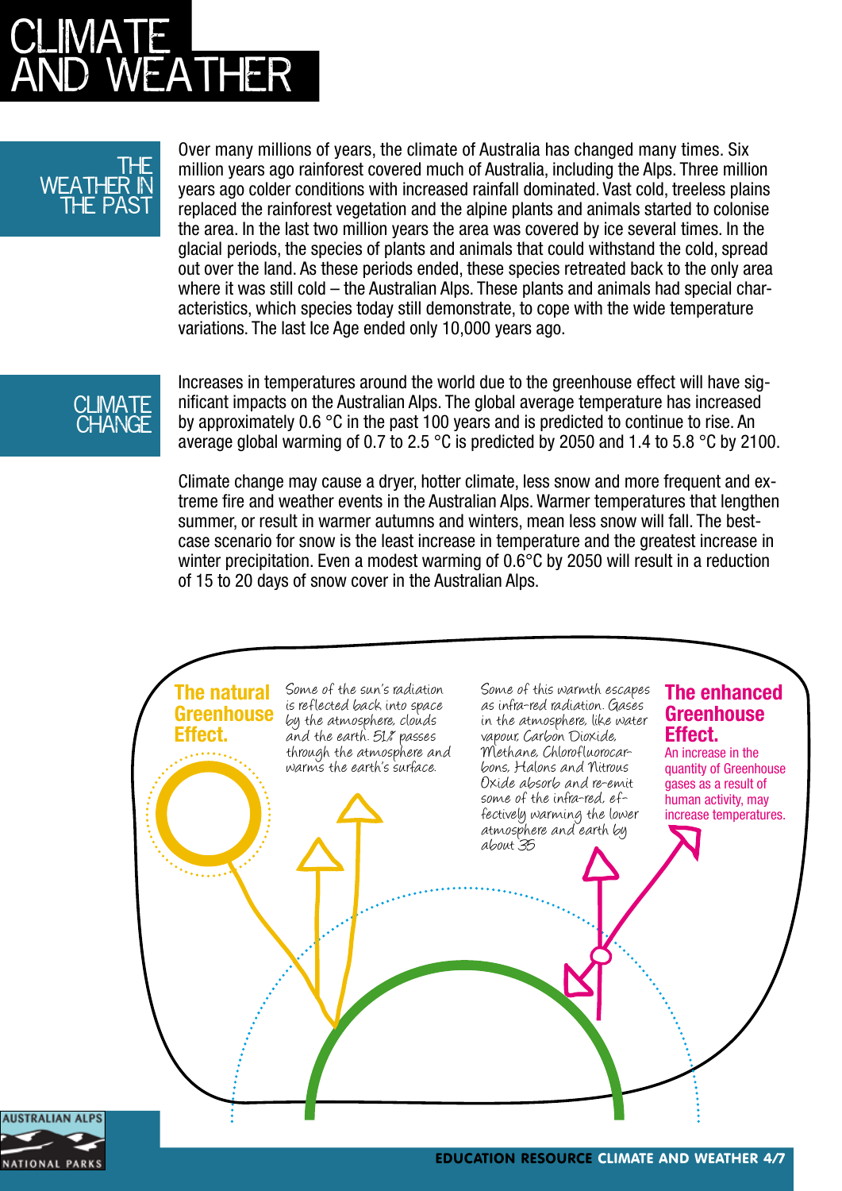# CLIMATE AND WEATHER

## THE WEATHER IN THE PAST

Over many millions of years, the climate of Australia has changed many times. Six million years ago rainforest covered much of Australia, including the Alps. Three million years ago colder conditions with increased rainfall dominated. Vast cold, treeless plains replaced the rainforest vegetation and the alpine plants and animals started to colonise the area. In the last two million years the area was covered by ice several times. In the glacial periods, the species of plants and animals that could withstand the cold, spread out over the land. As these periods ended, these species retreated back to the only area where it was still cold – the Australian Alps. These plants and animals had special characteristics, which species today still demonstrate, to cope with the wide temperature variations. The last Ice Age ended only 10,000 years ago.

## CLIMATE CHANGE

Increases in temperatures around the world due to the greenhouse effect will have significant impacts on the Australian Alps. The global average temperature has increased by approximately 0.6 °C in the past 100 years and is predicted to continue to rise. An average global warming of 0.7 to 2.5 °C is predicted by 2050 and 1.4 to 5.8 °C by 2100.

Climate change may cause a dryer, hotter climate, less snow and more frequent and extreme fire and weather events in the Australian Alps. Warmer temperatures that lengthen summer, or result in warmer autumns and winters, mean less snow will fall. The best-case scenario for snow is the least increase in temperature and the greatest increase in winter precipitation. Even a modest warming of 0.6°C by 2050 will result in a reduction of 15 to 20 days of snow cover in the Australian Alps.

**The natural Greenhouse Effect.**

Some of the sun's radiation is reflected back into space by the atmosphere, clouds and the earth. 51% passes through the atmosphere and warms the earth's surface.

Some of this warmth escapes as infra-red radiation. Gases in the atmosphere, like water vapour, Carbon Dioxide, Methane, Chlorofluorocarbons, Halons and Nitrous Oxide absorb and re-emit some of the infra-red, effectively warming the lower atmosphere and earth by about 35

**The enhanced Greenhouse Effect.**

An increase in the quantity of Greenhouse gases as a result of human activity, may increase temperatures.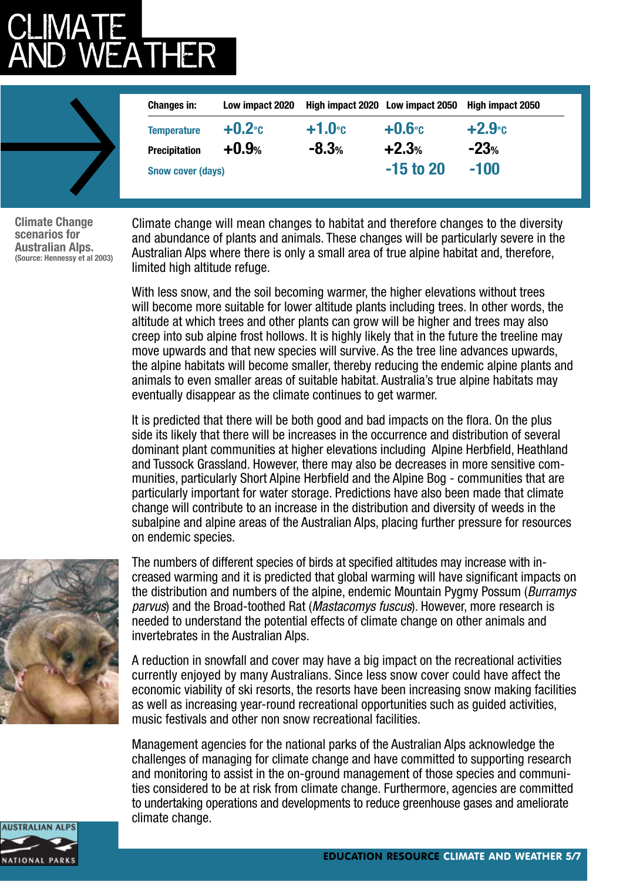# CLIMATE AND WEATHER

| Changes in: | Low impact 2020 | High impact 2020 | Low impact 2050 | High impact 2050 |
|---|---|---|---|---|
| Temperature | +0.2°C | +1.0°C | +0.6°C | +2.9°C |
| Precipitation | +0.9% | -8.3% | +2.3% | -23% |
| Snow cover (days) | | | -15 to 20 | -100 |

**Climate Change scenarios for Australian Alps.**
(Source: Hennessy et al 2003)

Climate change will mean changes to habitat and therefore changes to the diversity and abundance of plants and animals. These changes will be particularly severe in the Australian Alps where there is only a small area of true alpine habitat and, therefore, limited high altitude refuge.

With less snow, and the soil becoming warmer, the higher elevations without trees will become more suitable for lower altitude plants including trees. In other words, the altitude at which trees and other plants can grow will be higher and trees may also creep into sub alpine frost hollows. It is highly likely that in the future the treeline may move upwards and that new species will survive. As the tree line advances upwards, the alpine habitats will become smaller, thereby reducing the endemic alpine plants and animals to even smaller areas of suitable habitat. Australia's true alpine habitats may eventually disappear as the climate continues to get warmer.

It is predicted that there will be both good and bad impacts on the flora. On the plus side its likely that there will be increases in the occurrence and distribution of several dominant plant communities at higher elevations including Alpine Herbfield, Heathland and Tussock Grassland. However, there may also be decreases in more sensitive communities, particularly Short Alpine Herbfield and the Alpine Bog - communities that are particularly important for water storage. Predictions have also been made that climate change will contribute to an increase in the distribution and diversity of weeds in the subalpine and alpine areas of the Australian Alps, placing further pressure for resources on endemic species.

The numbers of different species of birds at specified altitudes may increase with increased warming and it is predicted that global warming will have significant impacts on the distribution and numbers of the alpine, endemic Mountain Pygmy Possum (*Burramys parvus*) and the Broad-toothed Rat (*Mastacomys fuscus*). However, more research is needed to understand the potential effects of climate change on other animals and invertebrates in the Australian Alps.

A reduction in snowfall and cover may have a big impact on the recreational activities currently enjoyed by many Australians. Since less snow cover could have affect the economic viability of ski resorts, the resorts have been increasing snow making facilities as well as increasing year-round recreational opportunities such as guided activities, music festivals and other non snow recreational facilities.

Management agencies for the national parks of the Australian Alps acknowledge the challenges of managing for climate change and have committed to supporting research and monitoring to assist in the on-ground management of those species and communities considered to be at risk from climate change. Furthermore, agencies are committed to undertaking operations and developments to reduce greenhouse gases and ameliorate climate change.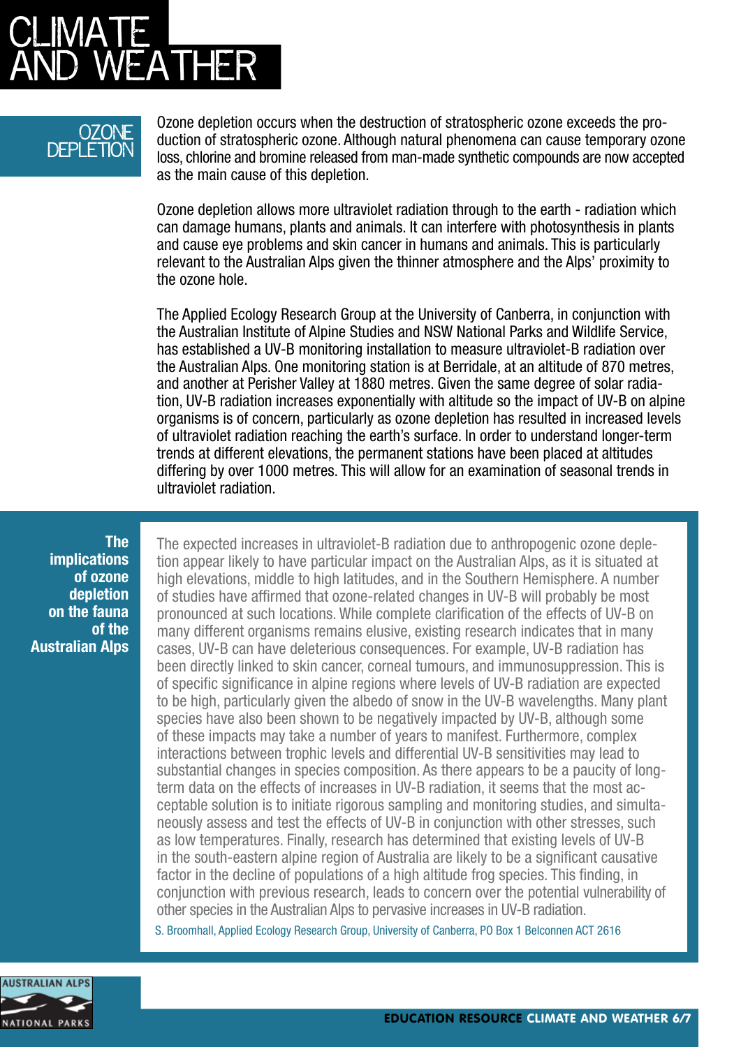# CLIMATE AND WEATHER

## OZONE DEPLETION

Ozone depletion occurs when the destruction of stratospheric ozone exceeds the production of stratospheric ozone. Although natural phenomena can cause temporary ozone loss, chlorine and bromine released from man-made synthetic compounds are now accepted as the main cause of this depletion.

Ozone depletion allows more ultraviolet radiation through to the earth - radiation which can damage humans, plants and animals. It can interfere with photosynthesis in plants and cause eye problems and skin cancer in humans and animals. This is particularly relevant to the Australian Alps given the thinner atmosphere and the Alps' proximity to the ozone hole.

The Applied Ecology Research Group at the University of Canberra, in conjunction with the Australian Institute of Alpine Studies and NSW National Parks and Wildlife Service, has established a UV-B monitoring installation to measure ultraviolet-B radiation over the Australian Alps. One monitoring station is at Berridale, at an altitude of 870 metres, and another at Perisher Valley at 1880 metres. Given the same degree of solar radiation, UV-B radiation increases exponentially with altitude so the impact of UV-B on alpine organisms is of concern, particularly as ozone depletion has resulted in increased levels of ultraviolet radiation reaching the earth's surface. In order to understand longer-term trends at different elevations, the permanent stations have been placed at altitudes differing by over 1000 metres. This will allow for an examination of seasonal trends in ultraviolet radiation.

### The implications of ozone depletion on the fauna of the Australian Alps

The expected increases in ultraviolet-B radiation due to anthropogenic ozone depletion appear likely to have particular impact on the Australian Alps, as it is situated at high elevations, middle to high latitudes, and in the Southern Hemisphere. A number of studies have affirmed that ozone-related changes in UV-B will probably be most pronounced at such locations. While complete clarification of the effects of UV-B on many different organisms remains elusive, existing research indicates that in many cases, UV-B can have deleterious consequences. For example, UV-B radiation has been directly linked to skin cancer, corneal tumours, and immunosuppression. This is of specific significance in alpine regions where levels of UV-B radiation are expected to be high, particularly given the albedo of snow in the UV-B wavelengths. Many plant species have also been shown to be negatively impacted by UV-B, although some of these impacts may take a number of years to manifest. Furthermore, complex interactions between trophic levels and differential UV-B sensitivities may lead to substantial changes in species composition. As there appears to be a paucity of long-term data on the effects of increases in UV-B radiation, it seems that the most acceptable solution is to initiate rigorous sampling and monitoring studies, and simultaneously assess and test the effects of UV-B in conjunction with other stresses, such as low temperatures. Finally, research has determined that existing levels of UV-B in the south-eastern alpine region of Australia are likely to be a significant causative factor in the decline of populations of a high altitude frog species. This finding, in conjunction with previous research, leads to concern over the potential vulnerability of other species in the Australian Alps to pervasive increases in UV-B radiation.

S. Broomhall, Applied Ecology Research Group, University of Canberra, PO Box 1 Belconnen ACT 2616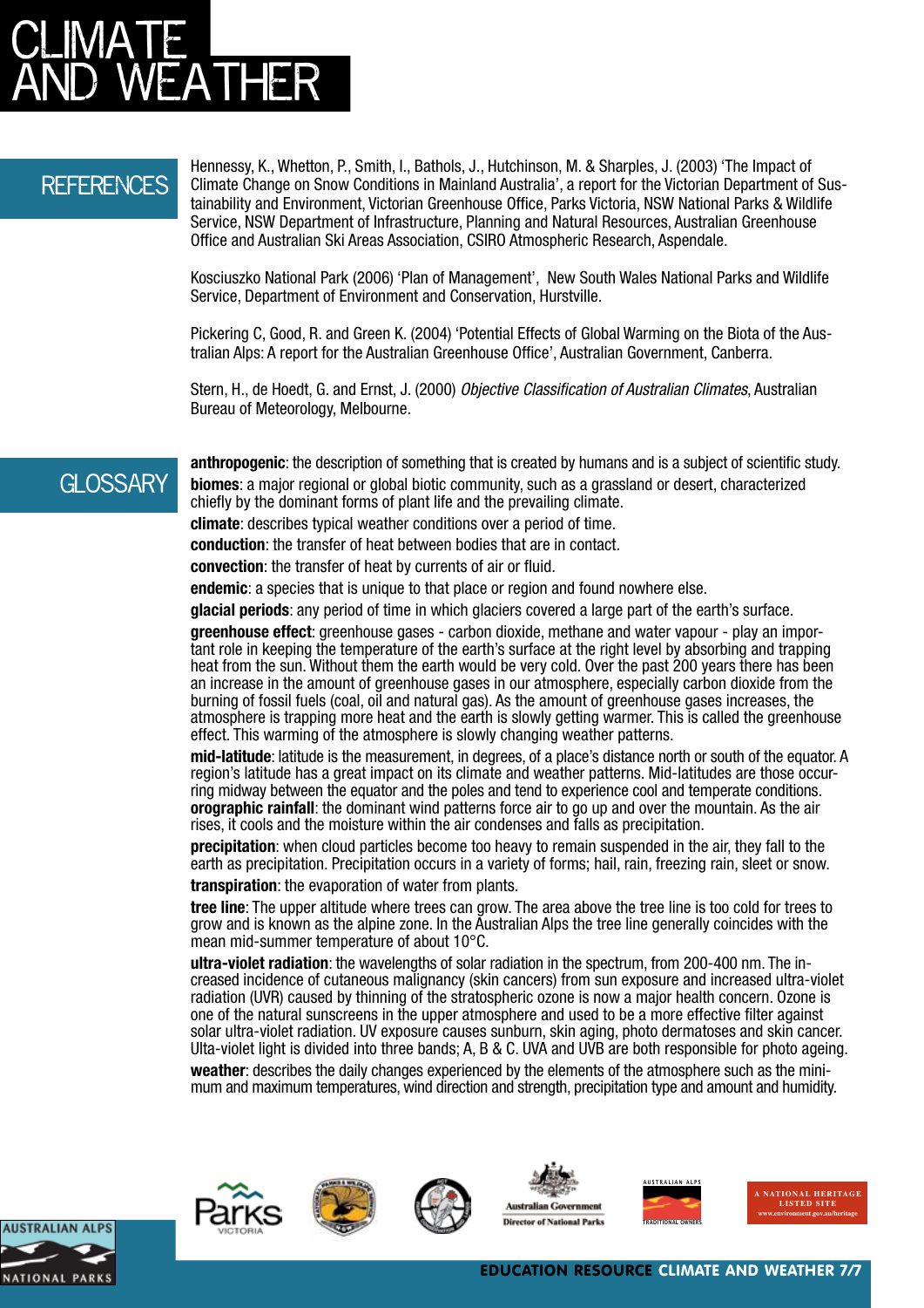# CLIMATE AND WEATHER

## REFERENCES

Hennessy, K., Whetton, P., Smith, I., Bathols, J., Hutchinson, M. & Sharples, J. (2003) 'The Impact of Climate Change on Snow Conditions in Mainland Australia', a report for the Victorian Department of Sustainability and Environment, Victorian Greenhouse Office, Parks Victoria, NSW National Parks & Wildlife Service, NSW Department of Infrastructure, Planning and Natural Resources, Australian Greenhouse Office and Australian Ski Areas Association, CSIRO Atmospheric Research, Aspendale.

Kosciuszko National Park (2006) 'Plan of Management', New South Wales National Parks and Wildlife Service, Department of Environment and Conservation, Hurstville.

Pickering C, Good, R. and Green K. (2004) 'Potential Effects of Global Warming on the Biota of the Australian Alps: A report for the Australian Greenhouse Office', Australian Government, Canberra.

Stern, H., de Hoedt, G. and Ernst, J. (2000) *Objective Classification of Australian Climates*, Australian Bureau of Meteorology, Melbourne.

## GLOSSARY

**anthropogenic**: the description of something that is created by humans and is a subject of scientific study.

**biomes**: a major regional or global biotic community, such as a grassland or desert, characterized chiefly by the dominant forms of plant life and the prevailing climate.

**climate**: describes typical weather conditions over a period of time.

**conduction**: the transfer of heat between bodies that are in contact.

**convection**: the transfer of heat by currents of air or fluid.

**endemic**: a species that is unique to that place or region and found nowhere else.

**glacial periods**: any period of time in which glaciers covered a large part of the earth's surface.

**greenhouse effect**: greenhouse gases - carbon dioxide, methane and water vapour - play an important role in keeping the temperature of the earth's surface at the right level by absorbing and trapping heat from the sun. Without them the earth would be very cold. Over the past 200 years there has been an increase in the amount of greenhouse gases in our atmosphere, especially carbon dioxide from the burning of fossil fuels (coal, oil and natural gas). As the amount of greenhouse gases increases, the atmosphere is trapping more heat and the earth is slowly getting warmer. This is called the greenhouse effect. This warming of the atmosphere is slowly changing weather patterns.

**mid-latitude**: latitude is the measurement, in degrees, of a place's distance north or south of the equator. A region's latitude has a great impact on its climate and weather patterns. Mid-latitudes are those occurring midway between the equator and the poles and tend to experience cool and temperate conditions.

**orographic rainfall**: the dominant wind patterns force air to go up and over the mountain. As the air rises, it cools and the moisture within the air condenses and falls as precipitation.

**precipitation**: when cloud particles become too heavy to remain suspended in the air, they fall to the earth as precipitation. Precipitation occurs in a variety of forms; hail, rain, freezing rain, sleet or snow.

**transpiration**: the evaporation of water from plants.

**tree line**: The upper altitude where trees can grow. The area above the tree line is too cold for trees to grow and is known as the alpine zone. In the Australian Alps the tree line generally coincides with the mean mid-summer temperature of about 10°C.

**ultra-violet radiation**: the wavelengths of solar radiation in the spectrum, from 200-400 nm. The increased incidence of cutaneous malignancy (skin cancers) from sun exposure and increased ultra-violet radiation (UVR) caused by thinning of the stratospheric ozone is now a major health concern. Ozone is one of the natural sunscreens in the upper atmosphere and used to be a more effective filter against solar ultra-violet radiation. UV exposure causes sunburn, skin aging, photo dermatoses and skin cancer. Ulta-violet light is divided into three bands; A, B & C. UVA and UVB are both responsible for photo ageing.

**weather**: describes the daily changes experienced by the elements of the atmosphere such as the minimum and maximum temperatures, wind direction and strength, precipitation type and amount and humidity.